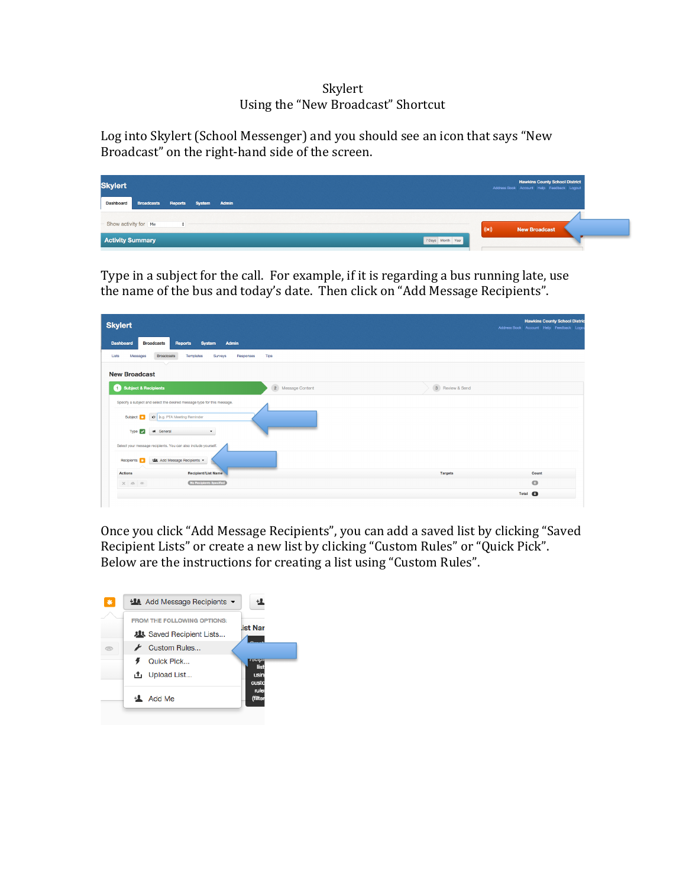# Skylert
## Using the "New Broadcast" Shortcut

Log into Skylert (School Messenger) and you should see an icon that says "New Broadcast" on the right-hand side of the screen.

Type in a subject for the call. For example, if it is regarding a bus running late, use the name of the bus and today's date. Then click on "Add Message Recipients".

Once you click "Add Message Recipients", you can add a saved list by clicking "Saved Recipient Lists" or create a new list by clicking "Custom Rules" or "Quick Pick". Below are the instructions for creating a list using "Custom Rules".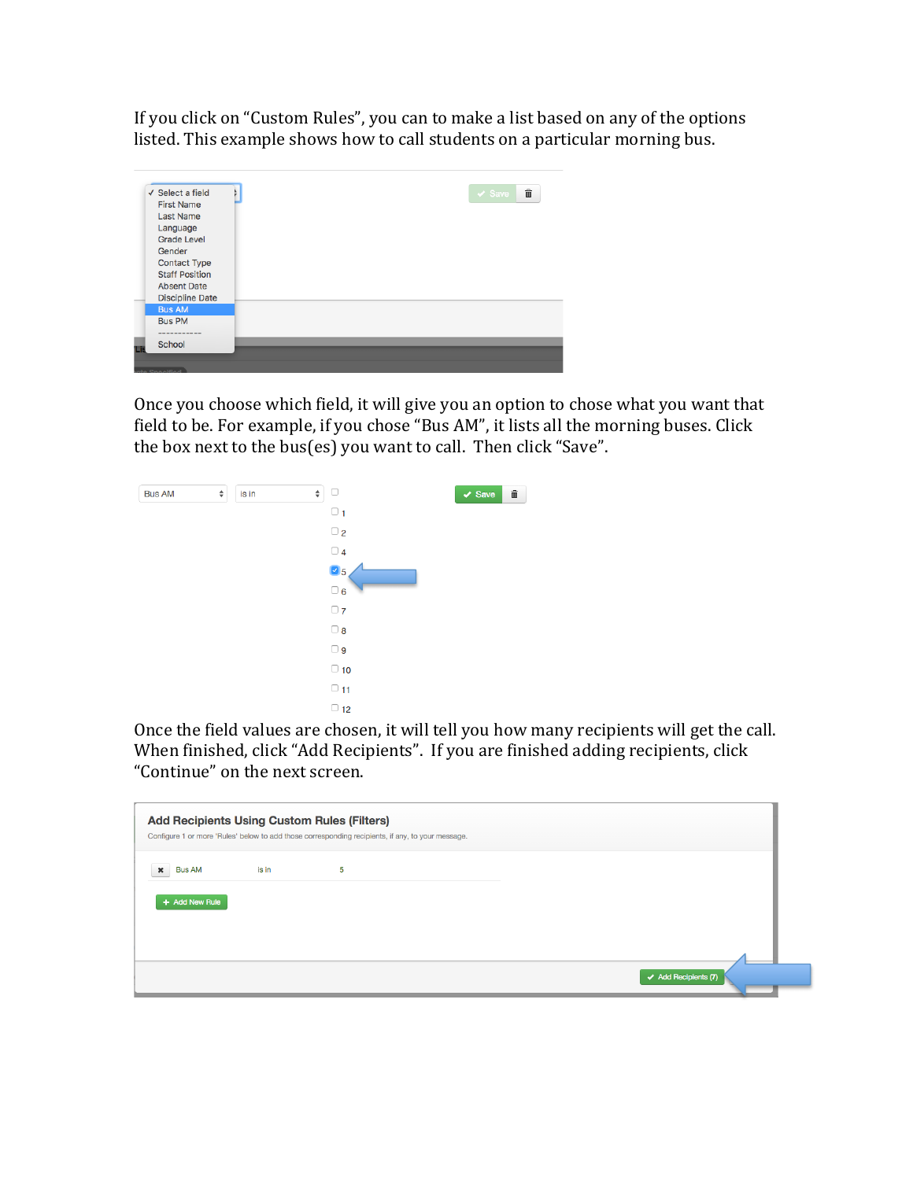If you click on “Custom Rules”, you can to make a list based on any of the options listed. This example shows how to call students on a particular morning bus.

Once you choose which field, it will give you an option to chose what you want that field to be. For example, if you chose “Bus AM”, it lists all the morning buses. Click the box next to the bus(es) you want to call.  Then click “Save”.

Once the field values are chosen, it will tell you how many recipients will get the call. When finished, click “Add Recipients”.  If you are finished adding recipients, click “Continue” on the next screen.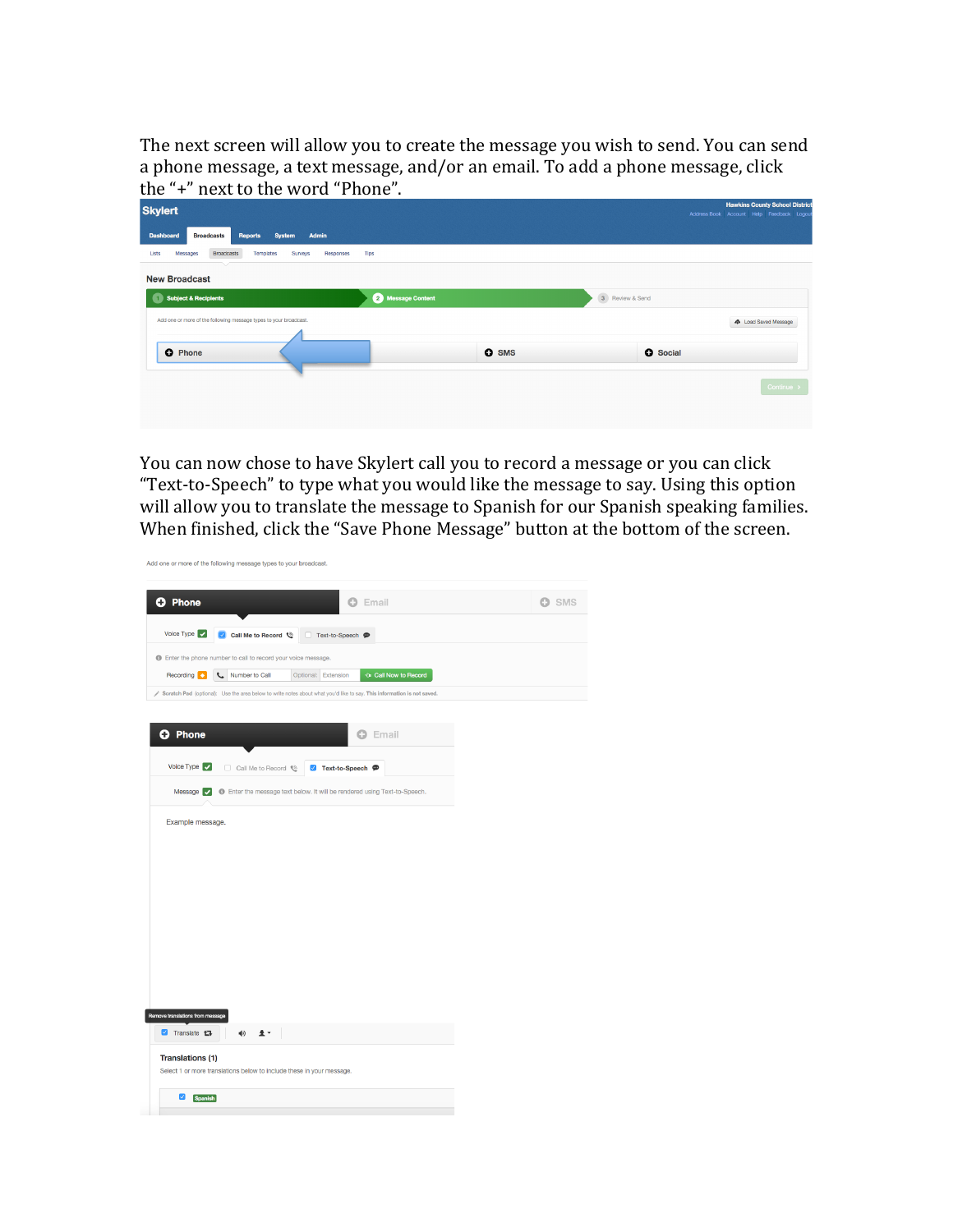The next screen will allow you to create the message you wish to send. You can send a phone message, a text message, and/or an email. To add a phone message, click the "+" next to the word "Phone".

You can now chose to have Skylert call you to record a message or you can click "Text-to-Speech" to type what you would like the message to say. Using this option will allow you to translate the message to Spanish for our Spanish speaking families. When finished, click the "Save Phone Message" button at the bottom of the screen.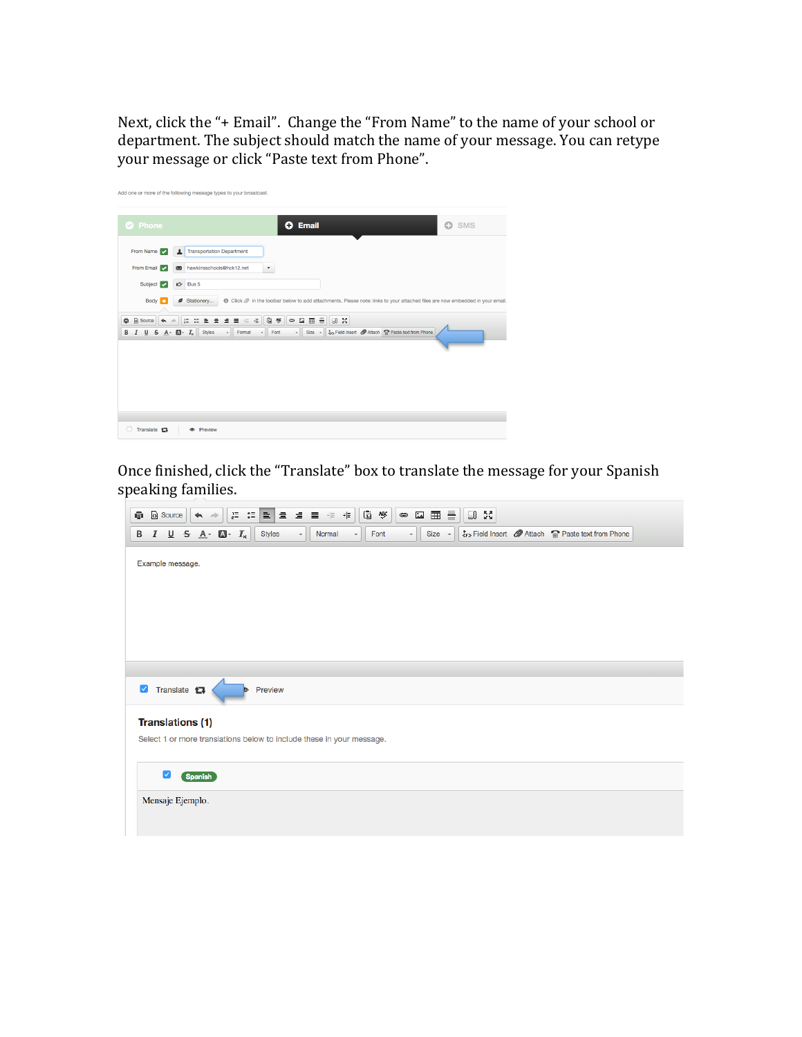Next, click the "+ Email". Change the "From Name" to the name of your school or department. The subject should match the name of your message. You can retype your message or click "Paste text from Phone".

Once finished, click the "Translate" box to translate the message for your Spanish speaking families.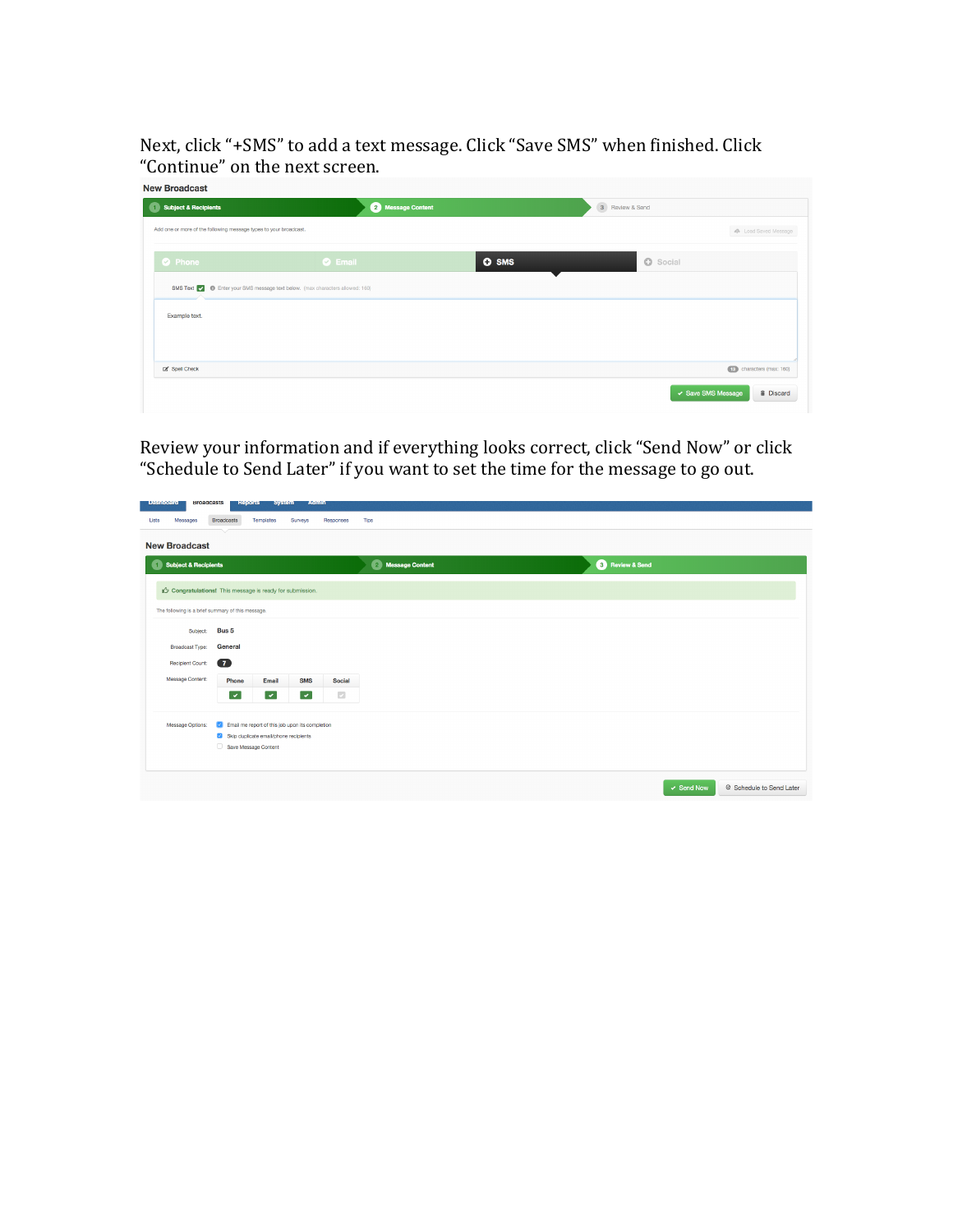Next, click "+SMS" to add a text message. Click "Save SMS" when finished. Click "Continue" on the next screen.

Review your information and if everything looks correct, click "Send Now" or click "Schedule to Send Later" if you want to set the time for the message to go out.